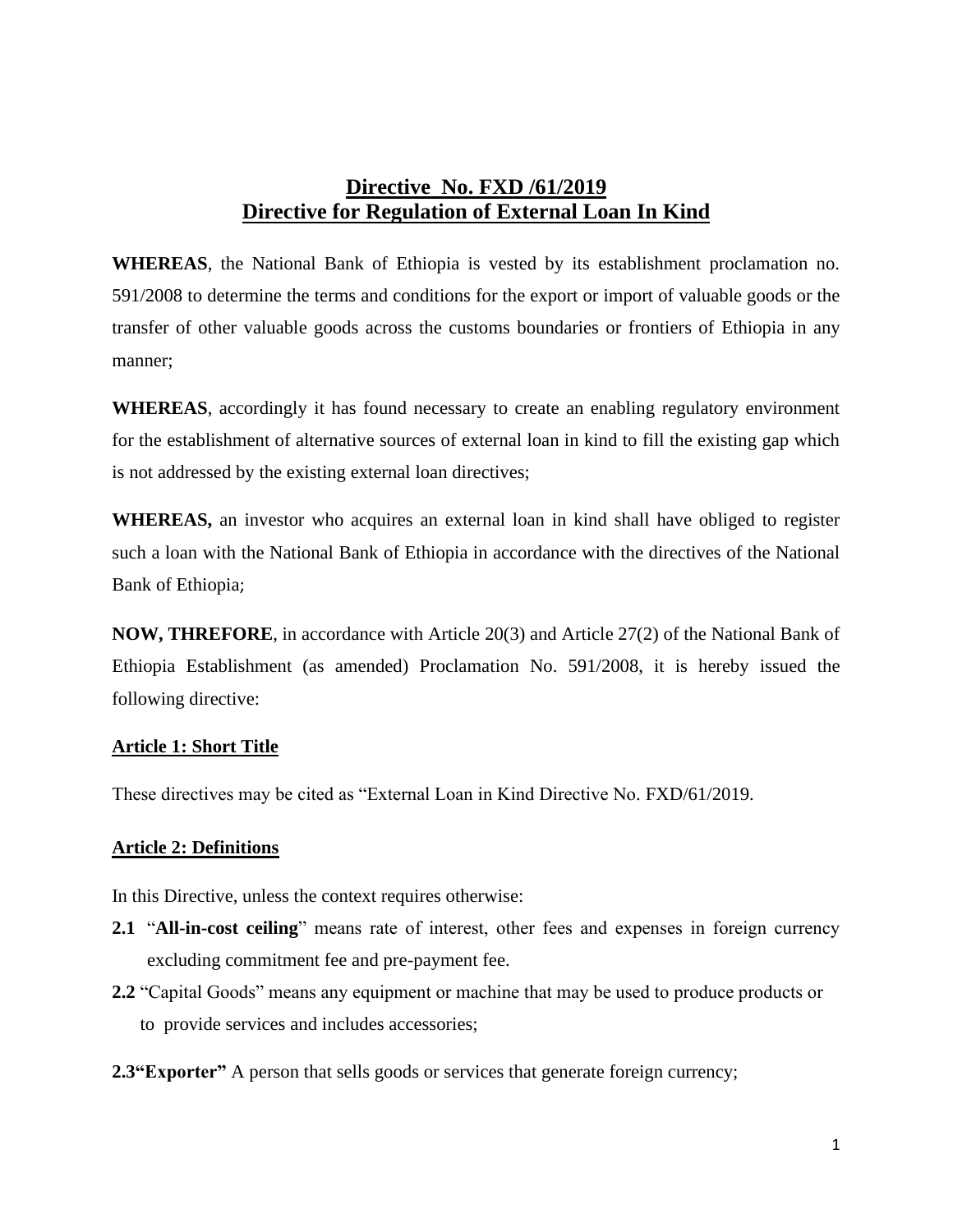# Directive No. FXD /61/2019
# Directive for Regulation of External Loan In Kind

**WHEREAS**, the National Bank of Ethiopia is vested by its establishment proclamation no. 591/2008 to determine the terms and conditions for the export or import of valuable goods or the transfer of other valuable goods across the customs boundaries or frontiers of Ethiopia in any manner;

**WHEREAS**, accordingly it has found necessary to create an enabling regulatory environment for the establishment of alternative sources of external loan in kind to fill the existing gap which is not addressed by the existing external loan directives;

**WHEREAS,** an investor who acquires an external loan in kind shall have obliged to register such a loan with the National Bank of Ethiopia in accordance with the directives of the National Bank of Ethiopia;

**NOW, THREFORE**, in accordance with Article 20(3) and Article 27(2) of the National Bank of Ethiopia Establishment (as amended) Proclamation No. 591/2008, it is hereby issued the following directive:

## Article 1: Short Title

These directives may be cited as "External Loan in Kind Directive No. FXD/61/2019.

## Article 2: Definitions

In this Directive, unless the context requires otherwise:

**2.1** "**All-in-cost ceiling**" means rate of interest, other fees and expenses in foreign currency excluding commitment fee and pre-payment fee.

**2.2** "Capital Goods" means any equipment or machine that may be used to produce products or to provide services and includes accessories;

**2.3"Exporter"** A person that sells goods or services that generate foreign currency;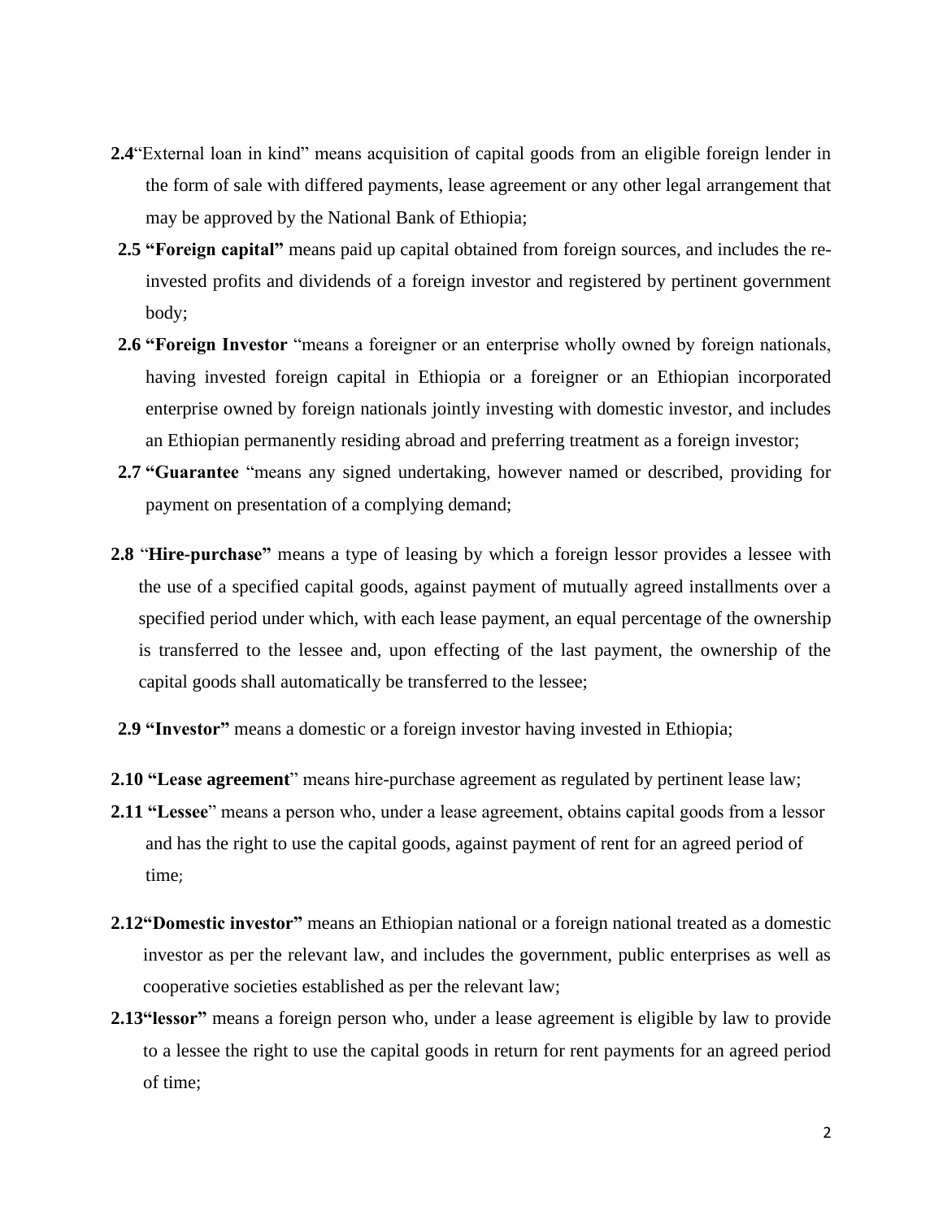**2.4**“External loan in kind” means acquisition of capital goods from an eligible foreign lender in the form of sale with differed payments, lease agreement or any other legal arrangement that may be approved by the National Bank of Ethiopia;

**2.5 “Foreign capital”** means paid up capital obtained from foreign sources, and includes the re-invested profits and dividends of a foreign investor and registered by pertinent government body;

**2.6 “Foreign Investor** “means a foreigner or an enterprise wholly owned by foreign nationals, having invested foreign capital in Ethiopia or a foreigner or an Ethiopian incorporated enterprise owned by foreign nationals jointly investing with domestic investor, and includes an Ethiopian permanently residing abroad and preferring treatment as a foreign investor;

**2.7 “Guarantee** “means any signed undertaking, however named or described, providing for payment on presentation of a complying demand;

**2.8** “**Hire-purchase”** means a type of leasing by which a foreign lessor provides a lessee with the use of a specified capital goods, against payment of mutually agreed installments over a specified period under which, with each lease payment, an equal percentage of the ownership is transferred to the lessee and, upon effecting of the last payment, the ownership of the capital goods shall automatically be transferred to the lessee;

**2.9 “Investor”** means a domestic or a foreign investor having invested in Ethiopia;

**2.10 “Lease agreement**” means hire-purchase agreement as regulated by pertinent lease law;

**2.11 “Lessee**” means a person who, under a lease agreement, obtains capital goods from a lessor and has the right to use the capital goods, against payment of rent for an agreed period of time;

**2.12“Domestic investor”** means an Ethiopian national or a foreign national treated as a domestic investor as per the relevant law, and includes the government, public enterprises as well as cooperative societies established as per the relevant law;

**2.13“lessor”** means a foreign person who, under a lease agreement is eligible by law to provide to a lessee the right to use the capital goods in return for rent payments for an agreed period of time;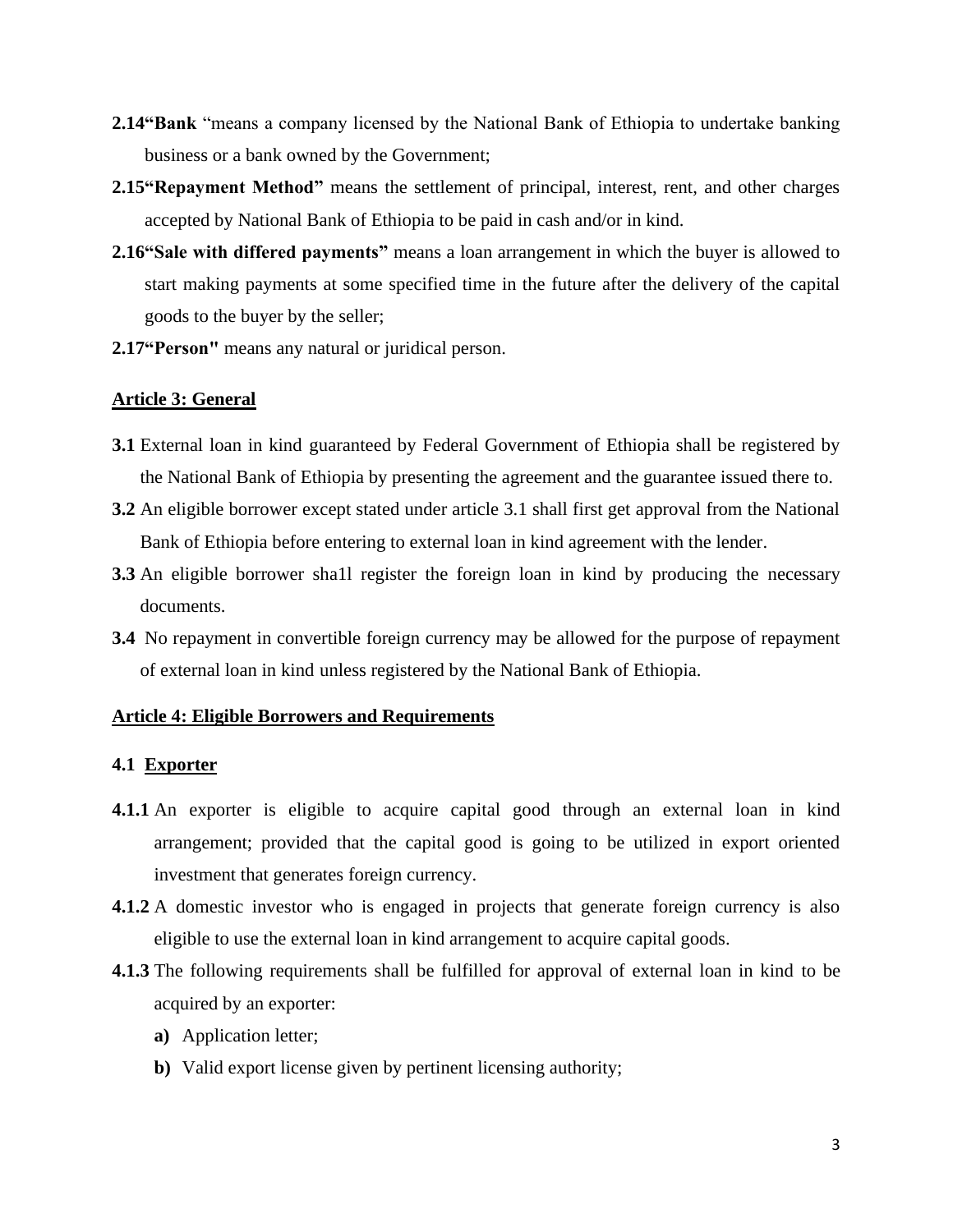**2.14"Bank** "means a company licensed by the National Bank of Ethiopia to undertake banking business or a bank owned by the Government;

**2.15"Repayment Method"** means the settlement of principal, interest, rent, and other charges accepted by National Bank of Ethiopia to be paid in cash and/or in kind.

**2.16"Sale with differed payments"** means a loan arrangement in which the buyer is allowed to start making payments at some specified time in the future after the delivery of the capital goods to the buyer by the seller;

**2.17"Person"** means any natural or juridical person.

## Article 3: General

**3.1** External loan in kind guaranteed by Federal Government of Ethiopia shall be registered by the National Bank of Ethiopia by presenting the agreement and the guarantee issued there to.

**3.2** An eligible borrower except stated under article 3.1 shall first get approval from the National Bank of Ethiopia before entering to external loan in kind agreement with the lender.

**3.3** An eligible borrower sha1l register the foreign loan in kind by producing the necessary documents.

**3.4** No repayment in convertible foreign currency may be allowed for the purpose of repayment of external loan in kind unless registered by the National Bank of Ethiopia.

## Article 4: Eligible Borrowers and Requirements

### 4.1 Exporter

**4.1.1** An exporter is eligible to acquire capital good through an external loan in kind arrangement; provided that the capital good is going to be utilized in export oriented investment that generates foreign currency.

**4.1.2** A domestic investor who is engaged in projects that generate foreign currency is also eligible to use the external loan in kind arrangement to acquire capital goods.

**4.1.3** The following requirements shall be fulfilled for approval of external loan in kind to be acquired by an exporter:

- **a)** Application letter;
- **b)** Valid export license given by pertinent licensing authority;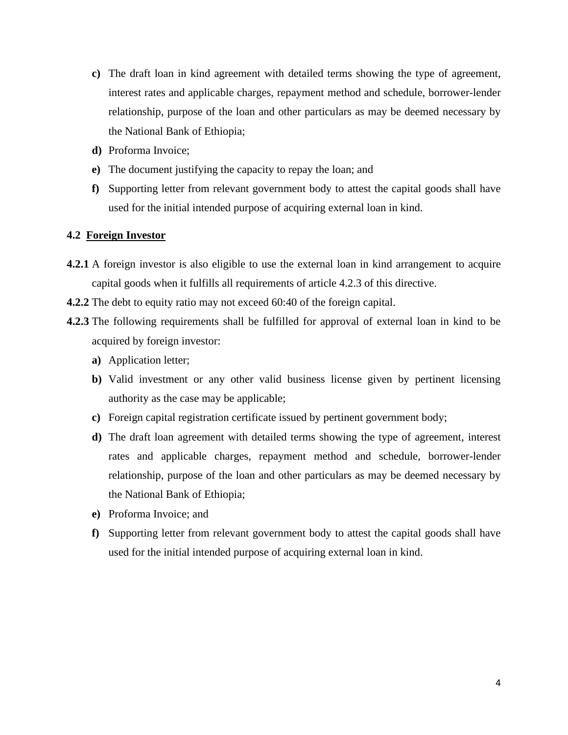**c)** The draft loan in kind agreement with detailed terms showing the type of agreement, interest rates and applicable charges, repayment method and schedule, borrower-lender relationship, purpose of the loan and other particulars as may be deemed necessary by the National Bank of Ethiopia;

**d)** Proforma Invoice;

**e)** The document justifying the capacity to repay the loan; and

**f)** Supporting letter from relevant government body to attest the capital goods shall have used for the initial intended purpose of acquiring external loan in kind.

### 4.2 <u>Foreign Investor</u>

**4.2.1** A foreign investor is also eligible to use the external loan in kind arrangement to acquire capital goods when it fulfills all requirements of article 4.2.3 of this directive.

**4.2.2** The debt to equity ratio may not exceed 60:40 of the foreign capital.

**4.2.3** The following requirements shall be fulfilled for approval of external loan in kind to be acquired by foreign investor:

**a)** Application letter;

**b)** Valid investment or any other valid business license given by pertinent licensing authority as the case may be applicable;

**c)** Foreign capital registration certificate issued by pertinent government body;

**d)** The draft loan agreement with detailed terms showing the type of agreement, interest rates and applicable charges, repayment method and schedule, borrower-lender relationship, purpose of the loan and other particulars as may be deemed necessary by the National Bank of Ethiopia;

**e)** Proforma Invoice; and

**f)** Supporting letter from relevant government body to attest the capital goods shall have used for the initial intended purpose of acquiring external loan in kind.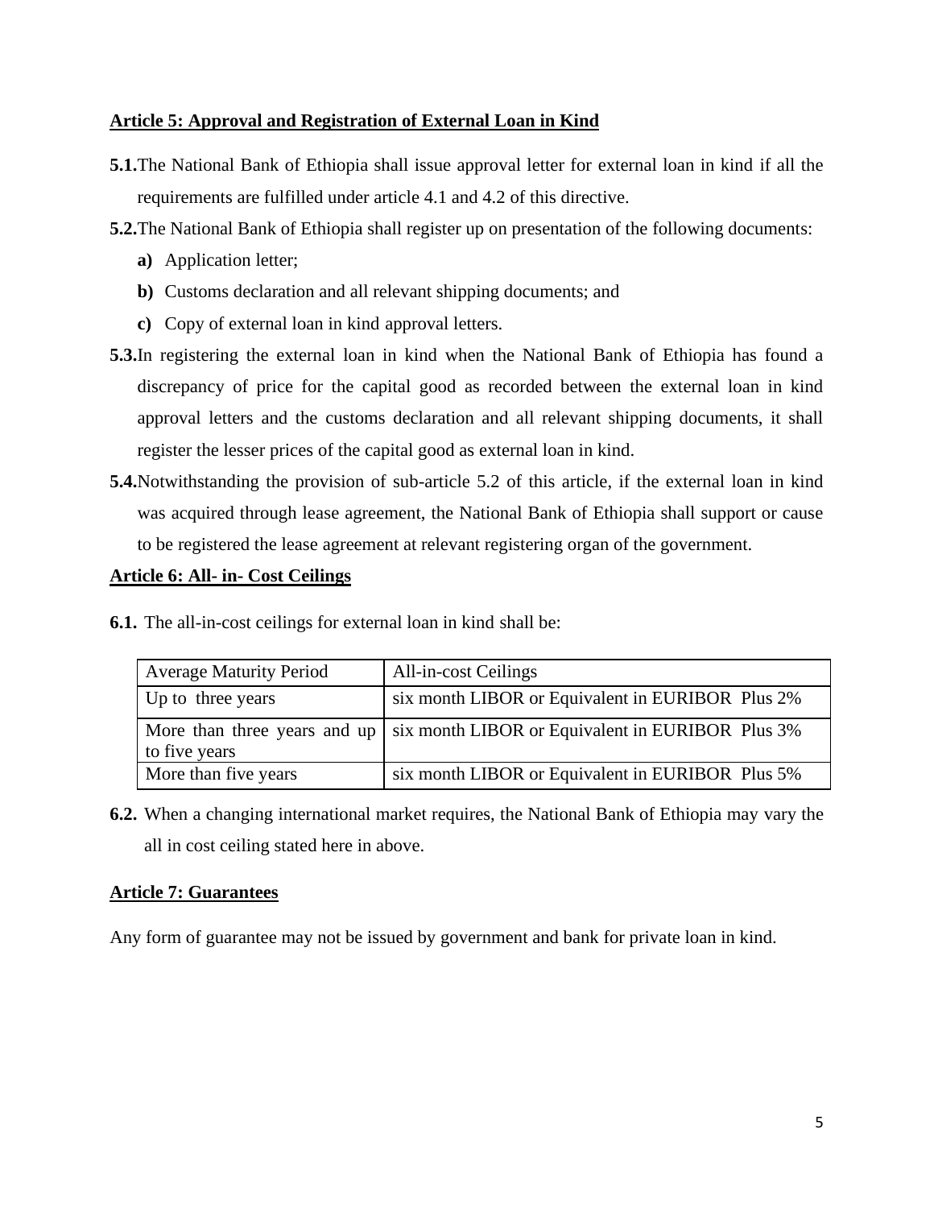**Article 5: Approval and Registration of External Loan in Kind**

**5.1.** The National Bank of Ethiopia shall issue approval letter for external loan in kind if all the requirements are fulfilled under article 4.1 and 4.2 of this directive.

**5.2.** The National Bank of Ethiopia shall register up on presentation of the following documents:

**a)** Application letter;

**b)** Customs declaration and all relevant shipping documents; and

**c)** Copy of external loan in kind approval letters.

**5.3.** In registering the external loan in kind when the National Bank of Ethiopia has found a discrepancy of price for the capital good as recorded between the external loan in kind approval letters and the customs declaration and all relevant shipping documents, it shall register the lesser prices of the capital good as external loan in kind.

**5.4.** Notwithstanding the provision of sub-article 5.2 of this article, if the external loan in kind was acquired through lease agreement, the National Bank of Ethiopia shall support or cause to be registered the lease agreement at relevant registering organ of the government.

**Article 6: All- in- Cost Ceilings**

**6.1.** The all-in-cost ceilings for external loan in kind shall be:

| Average Maturity Period | All-in-cost Ceilings |
|---|---|
| Up to three years | six month LIBOR or Equivalent in EURIBOR Plus 2% |
| More than three years and up to five years | six month LIBOR or Equivalent in EURIBOR Plus 3% |
| More than five years | six month LIBOR or Equivalent in EURIBOR Plus 5% |

**6.2.** When a changing international market requires, the National Bank of Ethiopia may vary the all in cost ceiling stated here in above.

**Article 7: Guarantees**

Any form of guarantee may not be issued by government and bank for private loan in kind.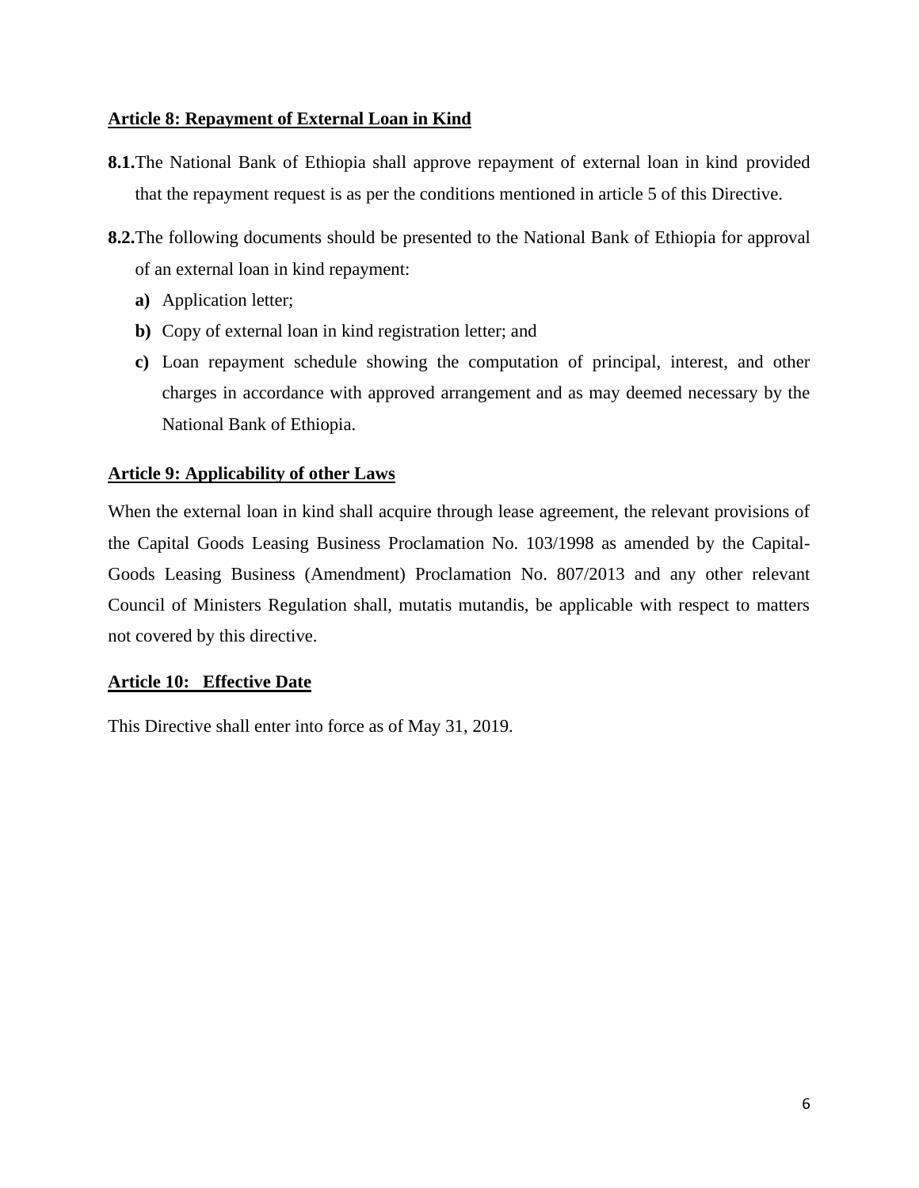## Article 8: Repayment of External Loan in Kind

**8.1.** The National Bank of Ethiopia shall approve repayment of external loan in kind provided that the repayment request is as per the conditions mentioned in article 5 of this Directive.

**8.2.** The following documents should be presented to the National Bank of Ethiopia for approval of an external loan in kind repayment:

- **a)** Application letter;
- **b)** Copy of external loan in kind registration letter; and
- **c)** Loan repayment schedule showing the computation of principal, interest, and other charges in accordance with approved arrangement and as may deemed necessary by the National Bank of Ethiopia.

## Article 9: Applicability of other Laws

When the external loan in kind shall acquire through lease agreement, the relevant provisions of the Capital Goods Leasing Business Proclamation No. 103/1998 as amended by the Capital-Goods Leasing Business (Amendment) Proclamation No. 807/2013 and any other relevant Council of Ministers Regulation shall, mutatis mutandis, be applicable with respect to matters not covered by this directive.

## Article 10: Effective Date

This Directive shall enter into force as of May 31, 2019.